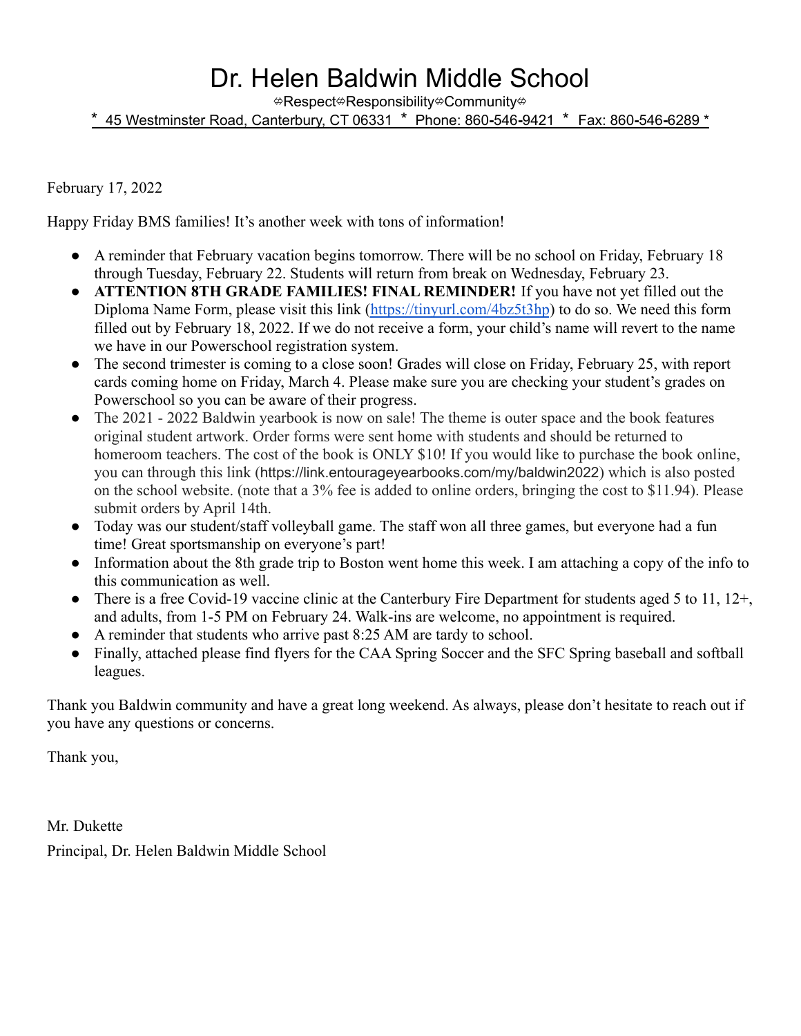# Dr. Helen Baldwin Middle School

⟺Respect⟺Responsibility⟺Community⟺

* 45 Westminster Road, Canterbury, CT 06331 * Phone: 860-546-9421 * Fax: 860-546-6289 *

February 17, 2022

Happy Friday BMS families! It's another week with tons of information!

- A reminder that February vacation begins tomorrow. There will be no school on Friday, February 18 through Tuesday, February 22. Students will return from break on Wednesday, February 23.
- **ATTENTION 8TH GRADE FAMILIES! FINAL REMINDER!** If you have not yet filled out the Diploma Name Form, please visit this link ([https://tinyurl.com/4bz5t3hp](https://tinyurl.com/4bz5t3hp)) to do so. We need this form filled out by February 18, 2022. If we do not receive a form, your child's name will revert to the name we have in our Powerschool registration system.
- The second trimester is coming to a close soon! Grades will close on Friday, February 25, with report cards coming home on Friday, March 4. Please make sure you are checking your student's grades on Powerschool so you can be aware of their progress.
- The 2021 - 2022 Baldwin yearbook is now on sale! The theme is outer space and the book features original student artwork. Order forms were sent home with students and should be returned to homeroom teachers. The cost of the book is ONLY $10! If you would like to purchase the book online, you can through this link (https://link.entourageyearbooks.com/my/baldwin2022) which is also posted on the school website. (note that a 3% fee is added to online orders, bringing the cost to $11.94). Please submit orders by April 14th.
- Today was our student/staff volleyball game. The staff won all three games, but everyone had a fun time! Great sportsmanship on everyone's part!
- Information about the 8th grade trip to Boston went home this week. I am attaching a copy of the info to this communication as well.
- There is a free Covid-19 vaccine clinic at the Canterbury Fire Department for students aged 5 to 11, 12+, and adults, from 1-5 PM on February 24. Walk-ins are welcome, no appointment is required.
- A reminder that students who arrive past 8:25 AM are tardy to school.
- Finally, attached please find flyers for the CAA Spring Soccer and the SFC Spring baseball and softball leagues.

Thank you Baldwin community and have a great long weekend. As always, please don't hesitate to reach out if you have any questions or concerns.

Thank you,

Mr. Dukette

Principal, Dr. Helen Baldwin Middle School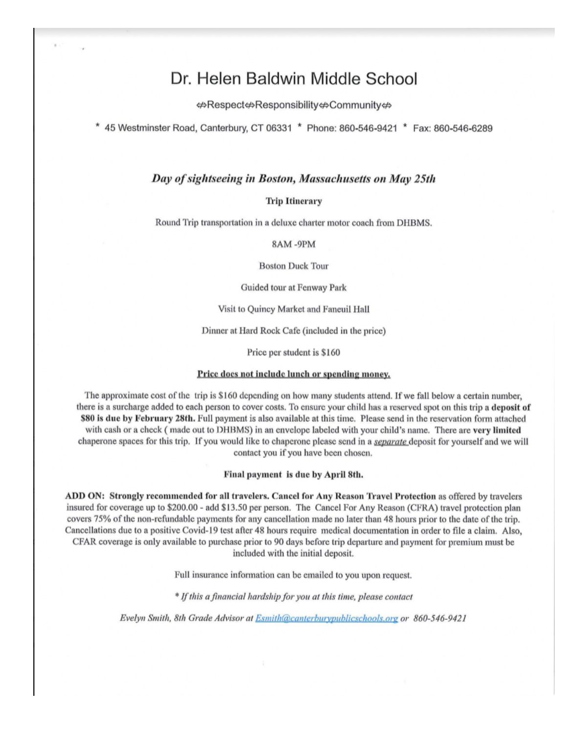# Dr. Helen Baldwin Middle School

⇎Respect⇎Responsibility⇎Community⇎

\* 45 Westminster Road, Canterbury, CT 06331 \* Phone: 860-546-9421 \* Fax: 860-546-6289

## *Day of sightseeing in Boston, Massachusetts on May 25th*

**Trip Itinerary**

Round Trip transportation in a deluxe charter motor coach from DHBMS.

8AM -9PM

Boston Duck Tour

Guided tour at Fenway Park

Visit to Quincy Market and Faneuil Hall

Dinner at Hard Rock Cafe (included in the price)

Price per student is $160

**<u>Price does not include lunch or spending money.</u>**

The approximate cost of the trip is $160 depending on how many students attend. If we fall below a certain number, there is a surcharge added to each person to cover costs. To ensure your child has a reserved spot on this trip a **deposit of $80 is due by February 28th.** Full payment is also available at this time. Please send in the reservation form attached with cash or a check ( made out to DHBMS) in an envelope labeled with your child's name. There are **very limited** chaperone spaces for this trip. If you would like to chaperone please send in a ***<u>separate</u>*** deposit for yourself and we will contact you if you have been chosen.

**Final payment is due by April 8th.**

**ADD ON: Strongly recommended for all travelers. Cancel for Any Reason Travel Protection** as offered by travelers insured for coverage up to $200.00 - add $13.50 per person. The Cancel For Any Reason (CFRA) travel protection plan covers 75% of the non-refundable payments for any cancellation made no later than 48 hours prior to the date of the trip. Cancellations due to a positive Covid-19 test after 48 hours require medical documentation in order to file a claim. Also, CFAR coverage is only available to purchase prior to 90 days before trip departure and payment for premium must be included with the initial deposit.

Full insurance information can be emailed to you upon request.

*\* If this a financial hardship for you at this time, please contact*

*Evelyn Smith, 8th Grade Advisor at [Esmith@canterburypublicschools.org](mailto:Esmith@canterburypublicschools.org) or 860-546-9421*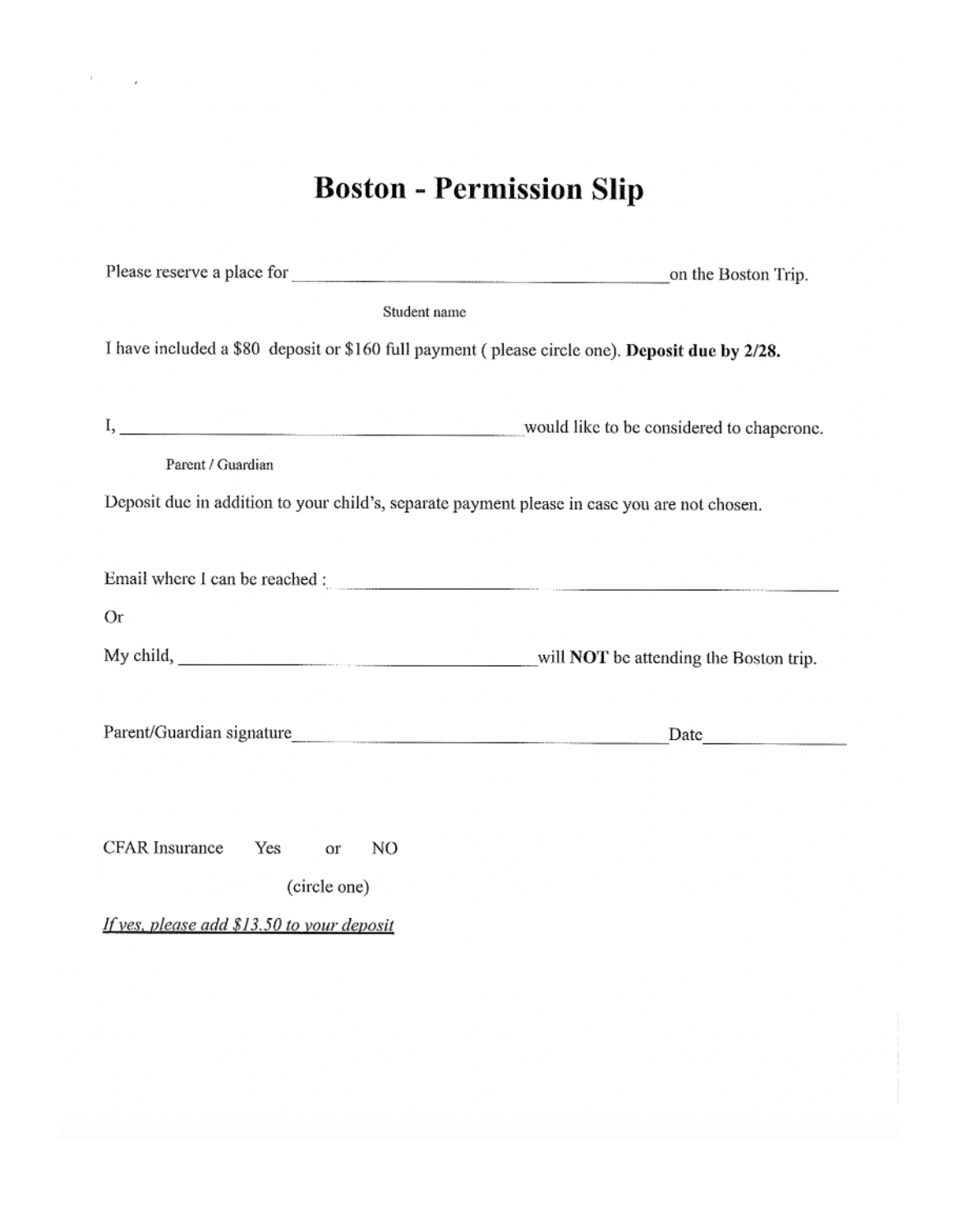# Boston - Permission Slip

Please reserve a place for ________________________________________ on the Boston Trip.

Student name

I have included a $80 deposit or $160 full payment ( please circle one). **Deposit due by 2/28.**

I, ________________________________________ would like to be considered to chaperone.

Parent / Guardian

Deposit due in addition to your child's, separate payment please in case you are not chosen.

Email where I can be reached : ________________________________________

Or

My child, ________________________________________ will **NOT** be attending the Boston trip.

Parent/Guardian signature________________________________________ Date________________

CFAR Insurance Yes or NO

(circle one)

*If yes, please add $13.50 to your deposit*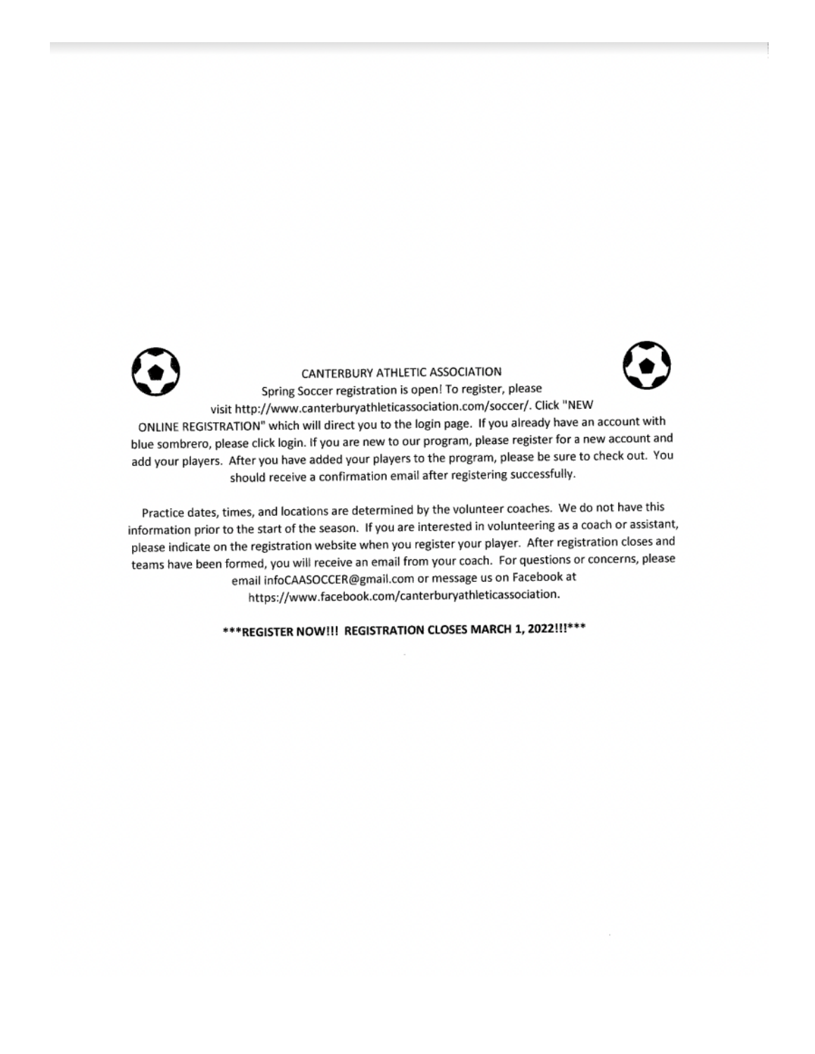# CANTERBURY ATHLETIC ASSOCIATION

Spring Soccer registration is open! To register, please visit http://www.canterburyathleticassociation.com/soccer/. Click "NEW ONLINE REGISTRATION" which will direct you to the login page. If you already have an account with blue sombrero, please click login. If you are new to our program, please register for a new account and add your players. After you have added your players to the program, please be sure to check out. You should receive a confirmation email after registering successfully.

Practice dates, times, and locations are determined by the volunteer coaches. We do not have this information prior to the start of the season. If you are interested in volunteering as a coach or assistant, please indicate on the registration website when you register your player. After registration closes and teams have been formed, you will receive an email from your coach. For questions or concerns, please email infoCAASOCCER@gmail.com or message us on Facebook at https://www.facebook.com/canterburyathleticassociation.

**\*\*\*REGISTER NOW!!! REGISTRATION CLOSES MARCH 1, 2022!!!\*\*\***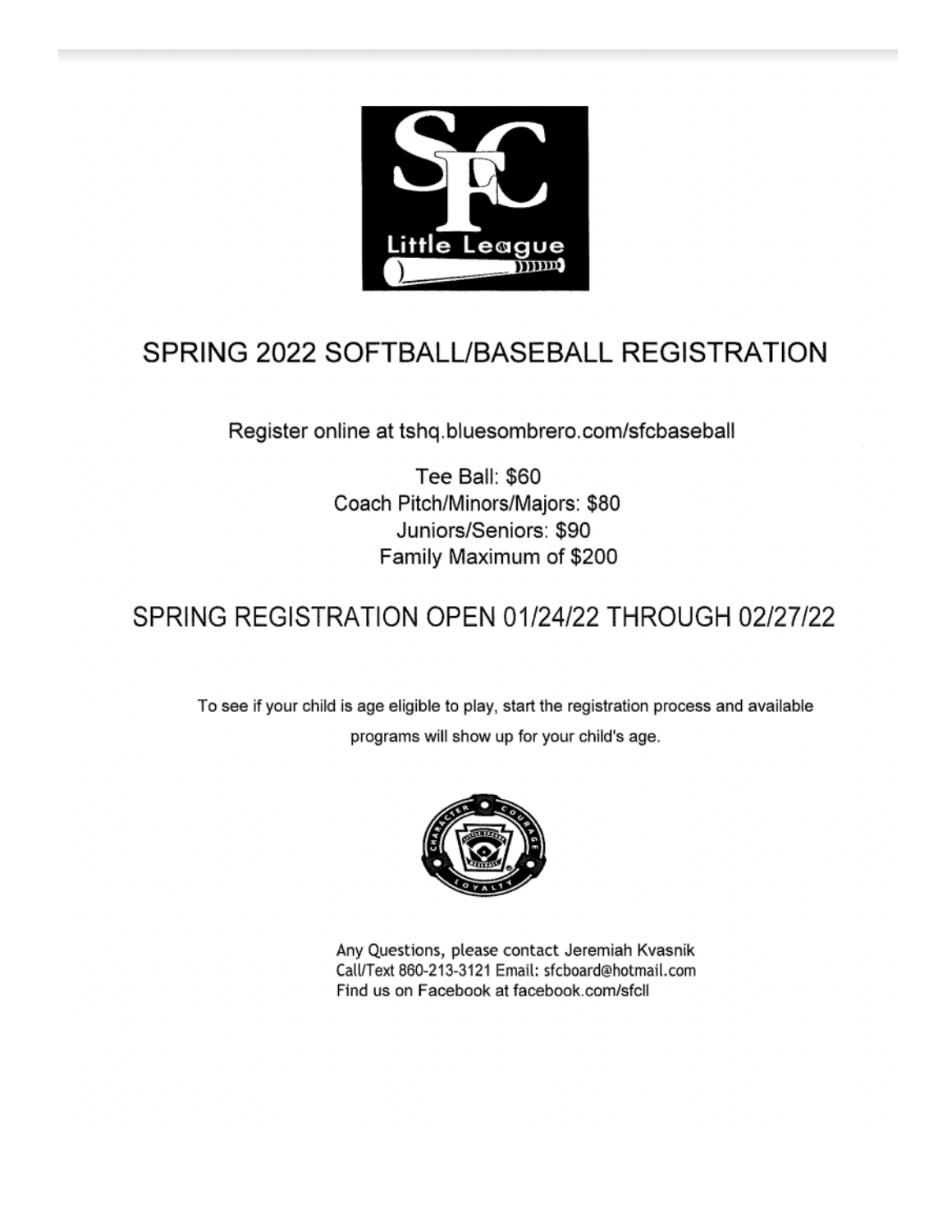SFC Little League

# SPRING 2022 SOFTBALL/BASEBALL REGISTRATION

Register online at tshq.bluesombrero.com/sfcbaseball

Tee Ball: $60
Coach Pitch/Minors/Majors: $80
Juniors/Seniors: $90
Family Maximum of $200

## SPRING REGISTRATION OPEN 01/24/22 THROUGH 02/27/22

To see if your child is age eligible to play, start the registration process and available programs will show up for your child's age.

Any Questions, please contact Jeremiah Kvasnik
Call/Text 860-213-3121 Email: sfcboard@hotmail.com
Find us on Facebook at facebook.com/sfcll